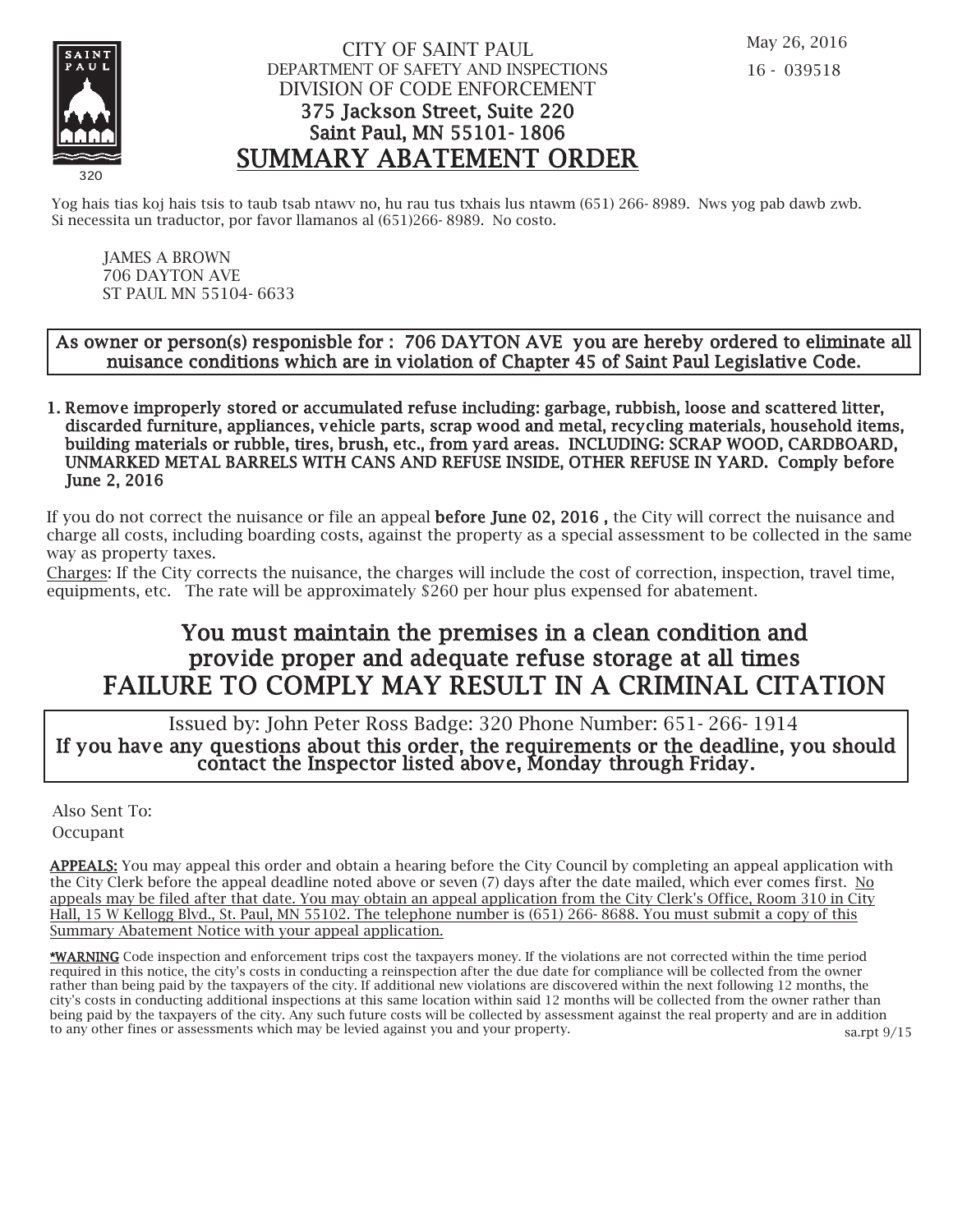May 26, 2016

16 - 039518

CITY OF SAINT PAUL
DEPARTMENT OF SAFETY AND INSPECTIONS
DIVISION OF CODE ENFORCEMENT
375 Jackson Street, Suite 220
Saint Paul, MN 55101- 1806

# SUMMARY ABATEMENT ORDER

320

Yog hais tias koj hais tsis to taub tsab ntawv no, hu rau tus txhais lus ntawm (651) 266- 8989. Nws yog pab dawb zwb.
Si necessita un traductor, por favor llamanos al (651)266- 8989. No costo.

JAMES A BROWN
706 DAYTON AVE
ST PAUL MN 55104- 6633

**As owner or person(s) responisble for : 706 DAYTON AVE you are hereby ordered to eliminate all nuisance conditions which are in violation of Chapter 45 of Saint Paul Legislative Code.**

1. **Remove improperly stored or accumulated refuse including: garbage, rubbish, loose and scattered litter, discarded furniture, appliances, vehicle parts, scrap wood and metal, recycling materials, household items, building materials or rubble, tires, brush, etc., from yard areas. INCLUDING: SCRAP WOOD, CARDBOARD, UNMARKED METAL BARRELS WITH CANS AND REFUSE INSIDE, OTHER REFUSE IN YARD. Comply before June 2, 2016**

If you do not correct the nuisance or file an appeal **before June 02, 2016 ,** the City will correct the nuisance and charge all costs, including boarding costs, against the property as a special assessment to be collected in the same way as property taxes.

Charges: If the City corrects the nuisance, the charges will include the cost of correction, inspection, travel time, equipments, etc. The rate will be approximately $260 per hour plus expensed for abatement.

## You must maintain the premises in a clean condition and provide proper and adequate refuse storage at all times
## FAILURE TO COMPLY MAY RESULT IN A CRIMINAL CITATION

Issued by: John Peter Ross Badge: 320 Phone Number: 651- 266- 1914
**If you have any questions about this order, the requirements or the deadline, you should contact the Inspector listed above, Monday through Friday.**

Also Sent To:
Occupant

**APPEALS:** You may appeal this order and obtain a hearing before the City Council by completing an appeal application with the City Clerk before the appeal deadline noted above or seven (7) days after the date mailed, which ever comes first. No appeals may be filed after that date. You may obtain an appeal application from the City Clerk's Office, Room 310 in City Hall, 15 W Kellogg Blvd., St. Paul, MN 55102. The telephone number is (651) 266- 8688. You must submit a copy of this Summary Abatement Notice with your appeal application.

**\*WARNING** Code inspection and enforcement trips cost the taxpayers money. If the violations are not corrected within the time period required in this notice, the city's costs in conducting a reinspection after the due date for compliance will be collected from the owner rather than being paid by the taxpayers of the city. If additional new violations are discovered within the next following 12 months, the city's costs in conducting additional inspections at this same location within said 12 months will be collected from the owner rather than being paid by the taxpayers of the city. Any such future costs will be collected by assessment against the real property and are in addition to any other fines or assessments which may be levied against you and your property.

sa.rpt 9/15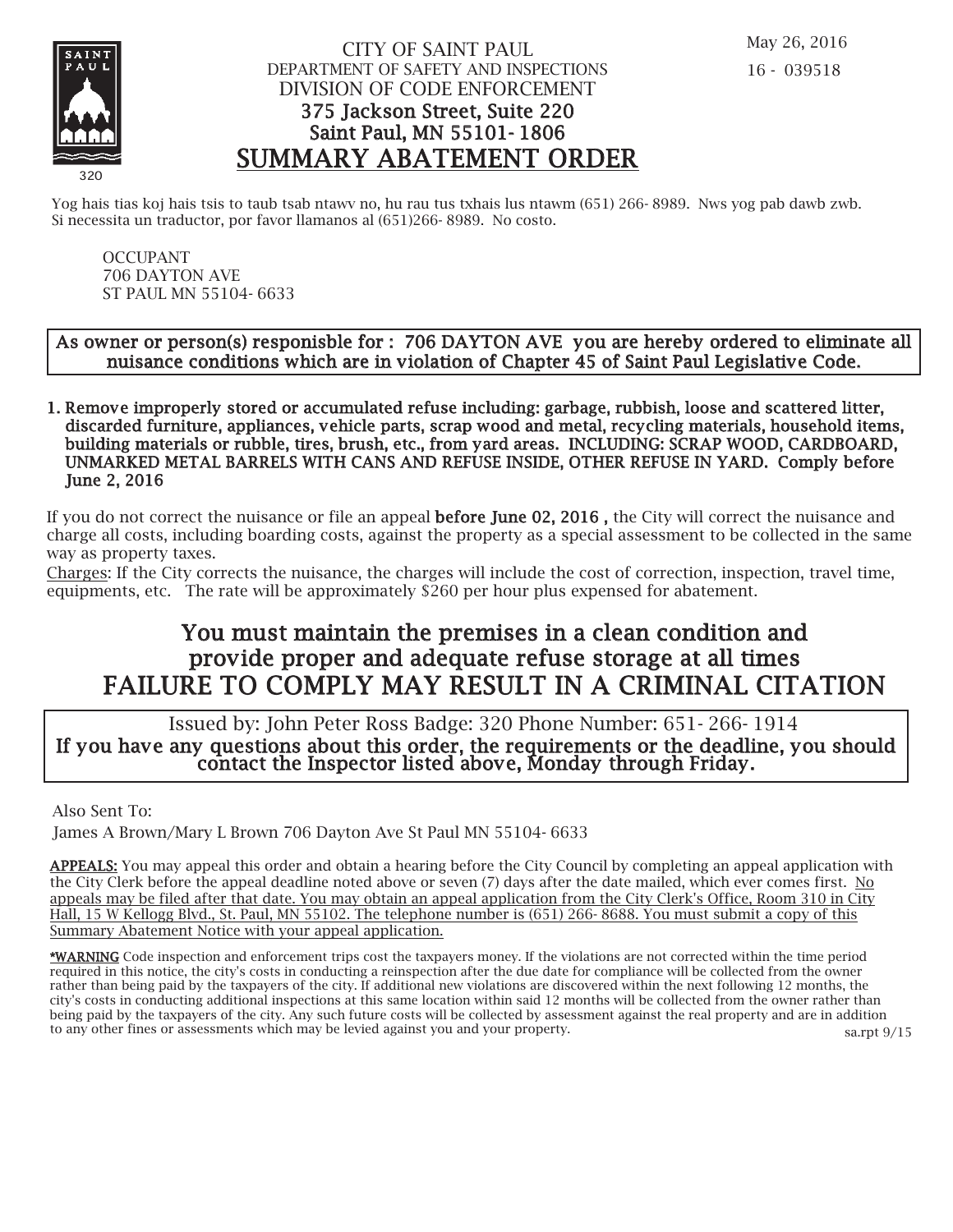May 26, 2016

16 - 039518

320

CITY OF SAINT PAUL
DEPARTMENT OF SAFETY AND INSPECTIONS
DIVISION OF CODE ENFORCEMENT
375 Jackson Street, Suite 220
Saint Paul, MN 55101-1806

# SUMMARY ABATEMENT ORDER

Yog hais tias koj hais tsis to taub tsab ntawv no, hu rau tus txhais lus ntawm (651) 266-8989. Nws yog pab dawb zwb.
Si necessita un traductor, por favor llamanos al (651)266-8989. No costo.

OCCUPANT
706 DAYTON AVE
ST PAUL MN 55104-6633

**As owner or person(s) responisble for : 706 DAYTON AVE you are hereby ordered to eliminate all nuisance conditions which are in violation of Chapter 45 of Saint Paul Legislative Code.**

1. **Remove improperly stored or accumulated refuse including: garbage, rubbish, loose and scattered litter, discarded furniture, appliances, vehicle parts, scrap wood and metal, recycling materials, household items, building materials or rubble, tires, brush, etc., from yard areas. INCLUDING: SCRAP WOOD, CARDBOARD, UNMARKED METAL BARRELS WITH CANS AND REFUSE INSIDE, OTHER REFUSE IN YARD. Comply before June 2, 2016**

If you do not correct the nuisance or file an appeal **before June 02, 2016 ,** the City will correct the nuisance and charge all costs, including boarding costs, against the property as a special assessment to be collected in the same way as property taxes.
Charges: If the City corrects the nuisance, the charges will include the cost of correction, inspection, travel time, equipments, etc. The rate will be approximately $260 per hour plus expensed for abatement.

## You must maintain the premises in a clean condition and provide proper and adequate refuse storage at all times
## FAILURE TO COMPLY MAY RESULT IN A CRIMINAL CITATION

Issued by: John Peter Ross Badge: 320 Phone Number: 651-266-1914
**If you have any questions about this order, the requirements or the deadline, you should contact the Inspector listed above, Monday through Friday.**

Also Sent To:
James A Brown/Mary L Brown 706 Dayton Ave St Paul MN 55104-6633

**APPEALS:** You may appeal this order and obtain a hearing before the City Council by completing an appeal application with the City Clerk before the appeal deadline noted above or seven (7) days after the date mailed, which ever comes first. No appeals may be filed after that date. You may obtain an appeal application from the City Clerk's Office, Room 310 in City Hall, 15 W Kellogg Blvd., St. Paul, MN 55102. The telephone number is (651) 266-8688. You must submit a copy of this Summary Abatement Notice with your appeal application.

***WARNING** Code inspection and enforcement trips cost the taxpayers money. If the violations are not corrected within the time period required in this notice, the city's costs in conducting a reinspection after the due date for compliance will be collected from the owner rather than being paid by the taxpayers of the city. If additional new violations are discovered within the next following 12 months, the city's costs in conducting additional inspections at this same location within said 12 months will be collected from the owner rather than being paid by the taxpayers of the city. Any such future costs will be collected by assessment against the real property and are in addition to any other fines or assessments which may be levied against you and your property.

sa.rpt 9/15